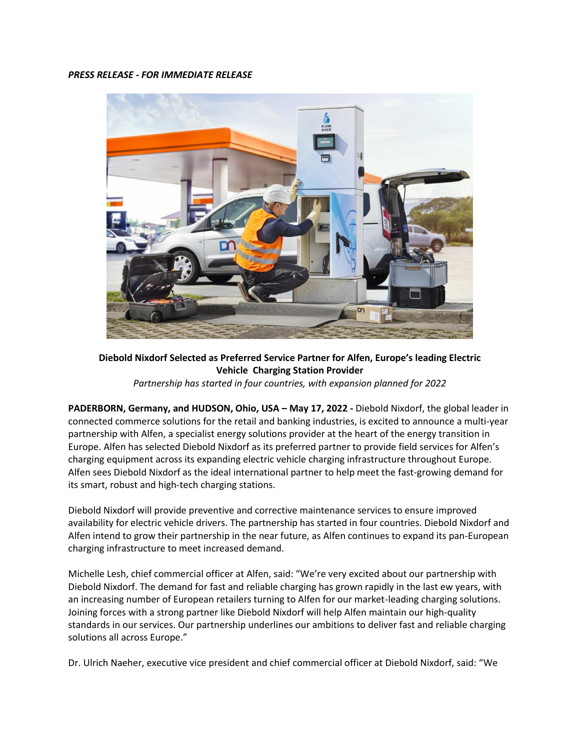***PRESS RELEASE - FOR IMMEDIATE RELEASE***

**Diebold Nixdorf Selected as Preferred Service Partner for Alfen, Europe's leading Electric Vehicle Charging Station Provider**

*Partnership has started in four countries, with expansion planned for 2022*

**PADERBORN, Germany, and HUDSON, Ohio, USA – May 17, 2022 -** Diebold Nixdorf, the global leader in connected commerce solutions for the retail and banking industries, is excited to announce a multi-year partnership with Alfen, a specialist energy solutions provider at the heart of the energy transition in Europe. Alfen has selected Diebold Nixdorf as its preferred partner to provide field services for Alfen's charging equipment across its expanding electric vehicle charging infrastructure throughout Europe. Alfen sees Diebold Nixdorf as the ideal international partner to help meet the fast-growing demand for its smart, robust and high-tech charging stations.

Diebold Nixdorf will provide preventive and corrective maintenance services to ensure improved availability for electric vehicle drivers. The partnership has started in four countries. Diebold Nixdorf and Alfen intend to grow their partnership in the near future, as Alfen continues to expand its pan-European charging infrastructure to meet increased demand.

Michelle Lesh, chief commercial officer at Alfen, said: "We're very excited about our partnership with Diebold Nixdorf. The demand for fast and reliable charging has grown rapidly in the last ew years, with an increasing number of European retailers turning to Alfen for our market-leading charging solutions. Joining forces with a strong partner like Diebold Nixdorf will help Alfen maintain our high-quality standards in our services. Our partnership underlines our ambitions to deliver fast and reliable charging solutions all across Europe."

Dr. Ulrich Naeher, executive vice president and chief commercial officer at Diebold Nixdorf, said: "We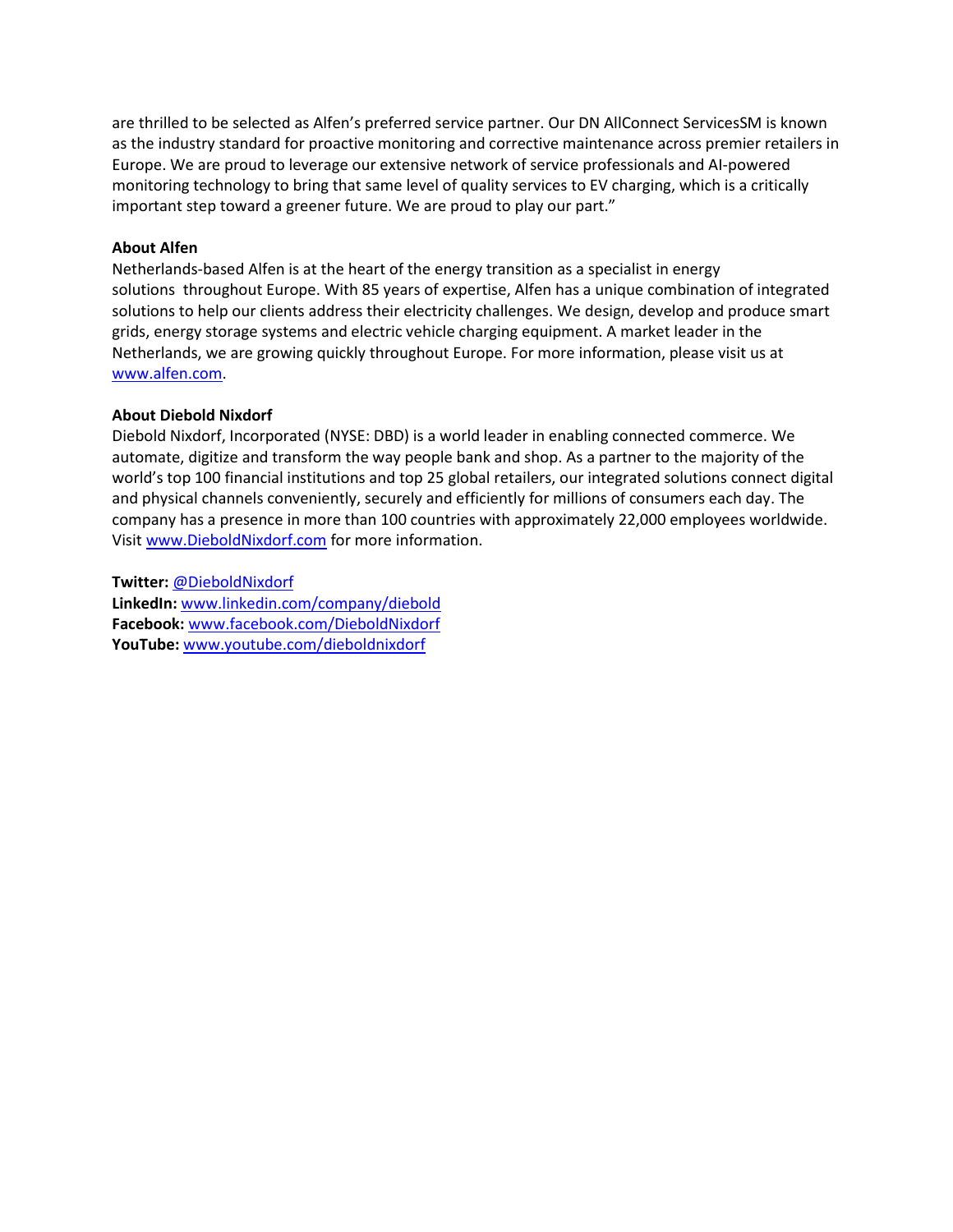are thrilled to be selected as Alfen's preferred service partner. Our DN AllConnect ServicesSM is known as the industry standard for proactive monitoring and corrective maintenance across premier retailers in Europe. We are proud to leverage our extensive network of service professionals and AI-powered monitoring technology to bring that same level of quality services to EV charging, which is a critically important step toward a greener future. We are proud to play our part."

**About Alfen**

Netherlands-based Alfen is at the heart of the energy transition as a specialist in energy solutions throughout Europe. With 85 years of expertise, Alfen has a unique combination of integrated solutions to help our clients address their electricity challenges. We design, develop and produce smart grids, energy storage systems and electric vehicle charging equipment. A market leader in the Netherlands, we are growing quickly throughout Europe. For more information, please visit us at www.alfen.com.

**About Diebold Nixdorf**

Diebold Nixdorf, Incorporated (NYSE: DBD) is a world leader in enabling connected commerce. We automate, digitize and transform the way people bank and shop. As a partner to the majority of the world's top 100 financial institutions and top 25 global retailers, our integrated solutions connect digital and physical channels conveniently, securely and efficiently for millions of consumers each day. The company has a presence in more than 100 countries with approximately 22,000 employees worldwide. Visit www.DieboldNixdorf.com for more information.

**Twitter:** @DieboldNixdorf
**LinkedIn:** www.linkedin.com/company/diebold
**Facebook:** www.facebook.com/DieboldNixdorf
**YouTube:** www.youtube.com/dieboldnixdorf